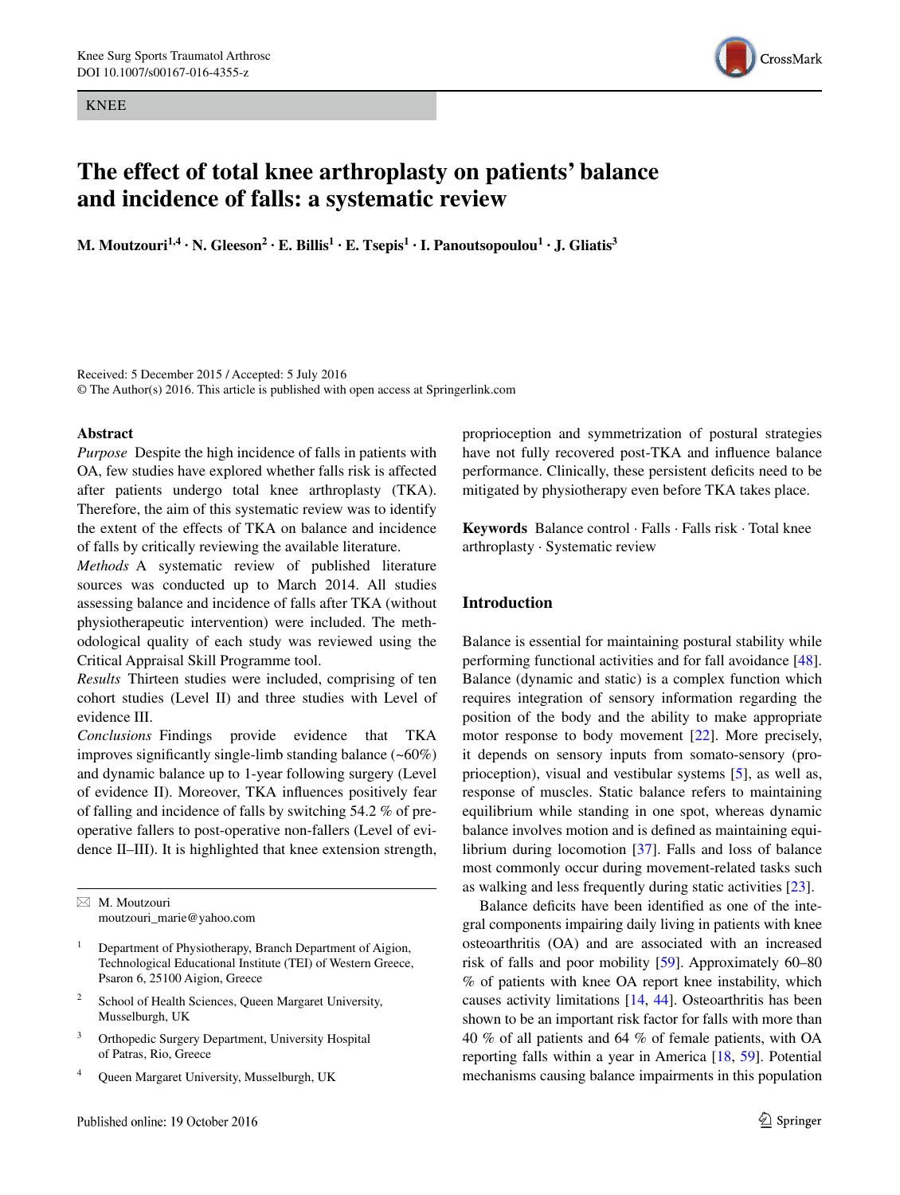KNEE

# The effect of total knee arthroplasty on patients' balance and incidence of falls: a systematic review

**M. Moutzouri[1,4] · N. Gleeson[2] · E. Billis[1] · E. Tsepis[1] · I. Panoutsopoulou[1] · J. Gliatis[3]**

Received: 5 December 2015 / Accepted: 5 July 2016
© The Author(s) 2016. This article is published with open access at Springerlink.com

## Abstract

*Purpose* Despite the high incidence of falls in patients with OA, few studies have explored whether falls risk is affected after patients undergo total knee arthroplasty (TKA). Therefore, the aim of this systematic review was to identify the extent of the effects of TKA on balance and incidence of falls by critically reviewing the available literature.

*Methods* A systematic review of published literature sources was conducted up to March 2014. All studies assessing balance and incidence of falls after TKA (without physiotherapeutic intervention) were included. The methodological quality of each study was reviewed using the Critical Appraisal Skill Programme tool.

*Results* Thirteen studies were included, comprising of ten cohort studies (Level II) and three studies with Level of evidence III.

*Conclusions* Findings provide evidence that TKA improves significantly single-limb standing balance (~60%) and dynamic balance up to 1-year following surgery (Level of evidence II). Moreover, TKA influences positively fear of falling and incidence of falls by switching 54.2 % of pre-operative fallers to post-operative non-fallers (Level of evidence II–III). It is highlighted that knee extension strength, proprioception and symmetrization of postural strategies have not fully recovered post-TKA and influence balance performance. Clinically, these persistent deficits need to be mitigated by physiotherapy even before TKA takes place.

**Keywords** Balance control · Falls · Falls risk · Total knee arthroplasty · Systematic review

## Introduction

Balance is essential for maintaining postural stability while performing functional activities and for fall avoidance [48]. Balance (dynamic and static) is a complex function which requires integration of sensory information regarding the position of the body and the ability to make appropriate motor response to body movement [22]. More precisely, it depends on sensory inputs from somato-sensory (proprioception), visual and vestibular systems [5], as well as, response of muscles. Static balance refers to maintaining equilibrium while standing in one spot, whereas dynamic balance involves motion and is defined as maintaining equilibrium during locomotion [37]. Falls and loss of balance most commonly occur during movement-related tasks such as walking and less frequently during static activities [23].

Balance deficits have been identified as one of the integral components impairing daily living in patients with knee osteoarthritis (OA) and are associated with an increased risk of falls and poor mobility [59]. Approximately 60–80 % of patients with knee OA report knee instability, which causes activity limitations [14, 44]. Osteoarthritis has been shown to be an important risk factor for falls with more than 40 % of all patients and 64 % of female patients, with OA reporting falls within a year in America [18, 59]. Potential mechanisms causing balance impairments in this population

---

✉ M. Moutzouri
moutzouri_marie@yahoo.com

1 Department of Physiotherapy, Branch Department of Aigion, Technological Educational Institute (TEI) of Western Greece, Psaron 6, 25100 Aigion, Greece

2 School of Health Sciences, Queen Margaret University, Musselburgh, UK

3 Orthopedic Surgery Department, University Hospital of Patras, Rio, Greece

4 Queen Margaret University, Musselburgh, UK

Published online: 19 October 2016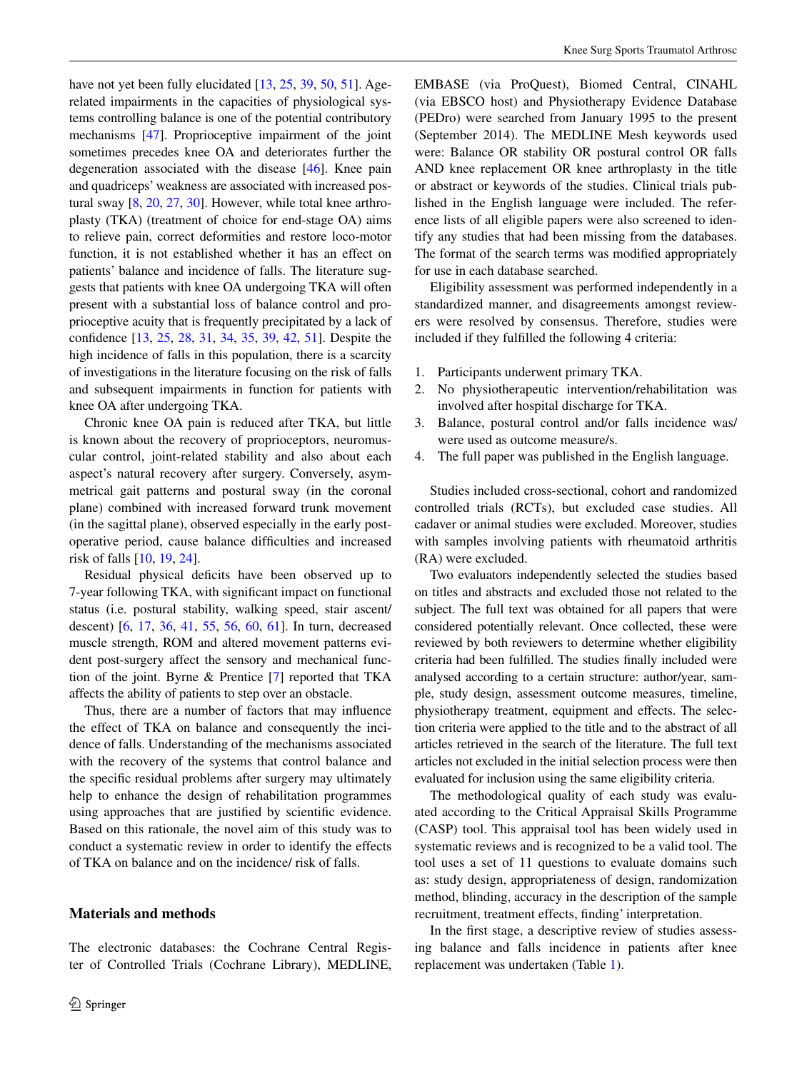have not yet been fully elucidated [13, 25, 39, 50, 51]. Age-related impairments in the capacities of physiological systems controlling balance is one of the potential contributory mechanisms [47]. Proprioceptive impairment of the joint sometimes precedes knee OA and deteriorates further the degeneration associated with the disease [46]. Knee pain and quadriceps' weakness are associated with increased postural sway [8, 20, 27, 30]. However, while total knee arthroplasty (TKA) (treatment of choice for end-stage OA) aims to relieve pain, correct deformities and restore loco-motor function, it is not established whether it has an effect on patients' balance and incidence of falls. The literature suggests that patients with knee OA undergoing TKA will often present with a substantial loss of balance control and proprioceptive acuity that is frequently precipitated by a lack of confidence [13, 25, 28, 31, 34, 35, 39, 42, 51]. Despite the high incidence of falls in this population, there is a scarcity of investigations in the literature focusing on the risk of falls and subsequent impairments in function for patients with knee OA after undergoing TKA.

Chronic knee OA pain is reduced after TKA, but little is known about the recovery of proprioceptors, neuromuscular control, joint-related stability and also about each aspect's natural recovery after surgery. Conversely, asymmetrical gait patterns and postural sway (in the coronal plane) combined with increased forward trunk movement (in the sagittal plane), observed especially in the early postoperative period, cause balance difficulties and increased risk of falls [10, 19, 24].

Residual physical deficits have been observed up to 7-year following TKA, with significant impact on functional status (i.e. postural stability, walking speed, stair ascent/descent) [6, 17, 36, 41, 55, 56, 60, 61]. In turn, decreased muscle strength, ROM and altered movement patterns evident post-surgery affect the sensory and mechanical function of the joint. Byrne & Prentice [7] reported that TKA affects the ability of patients to step over an obstacle.

Thus, there are a number of factors that may influence the effect of TKA on balance and consequently the incidence of falls. Understanding of the mechanisms associated with the recovery of the systems that control balance and the specific residual problems after surgery may ultimately help to enhance the design of rehabilitation programmes using approaches that are justified by scientific evidence. Based on this rationale, the novel aim of this study was to conduct a systematic review in order to identify the effects of TKA on balance and on the incidence/ risk of falls.

## Materials and methods

The electronic databases: the Cochrane Central Register of Controlled Trials (Cochrane Library), MEDLINE, EMBASE (via ProQuest), Biomed Central, CINAHL (via EBSCO host) and Physiotherapy Evidence Database (PEDro) were searched from January 1995 to the present (September 2014). The MEDLINE Mesh keywords used were: Balance OR stability OR postural control OR falls AND knee replacement OR knee arthroplasty in the title or abstract or keywords of the studies. Clinical trials published in the English language were included. The reference lists of all eligible papers were also screened to identify any studies that had been missing from the databases. The format of the search terms was modified appropriately for use in each database searched.

Eligibility assessment was performed independently in a standardized manner, and disagreements amongst reviewers were resolved by consensus. Therefore, studies were included if they fulfilled the following 4 criteria:

1. Participants underwent primary TKA.
2. No physiotherapeutic intervention/rehabilitation was involved after hospital discharge for TKA.
3. Balance, postural control and/or falls incidence was/were used as outcome measure/s.
4. The full paper was published in the English language.

Studies included cross-sectional, cohort and randomized controlled trials (RCTs), but excluded case studies. All cadaver or animal studies were excluded. Moreover, studies with samples involving patients with rheumatoid arthritis (RA) were excluded.

Two evaluators independently selected the studies based on titles and abstracts and excluded those not related to the subject. The full text was obtained for all papers that were considered potentially relevant. Once collected, these were reviewed by both reviewers to determine whether eligibility criteria had been fulfilled. The studies finally included were analysed according to a certain structure: author/year, sample, study design, assessment outcome measures, timeline, physiotherapy treatment, equipment and effects. The selection criteria were applied to the title and to the abstract of all articles retrieved in the search of the literature. The full text articles not excluded in the initial selection process were then evaluated for inclusion using the same eligibility criteria.

The methodological quality of each study was evaluated according to the Critical Appraisal Skills Programme (CASP) tool. This appraisal tool has been widely used in systematic reviews and is recognized to be a valid tool. The tool uses a set of 11 questions to evaluate domains such as: study design, appropriateness of design, randomization method, blinding, accuracy in the description of the sample recruitment, treatment effects, finding' interpretation.

In the first stage, a descriptive review of studies assessing balance and falls incidence in patients after knee replacement was undertaken (Table 1).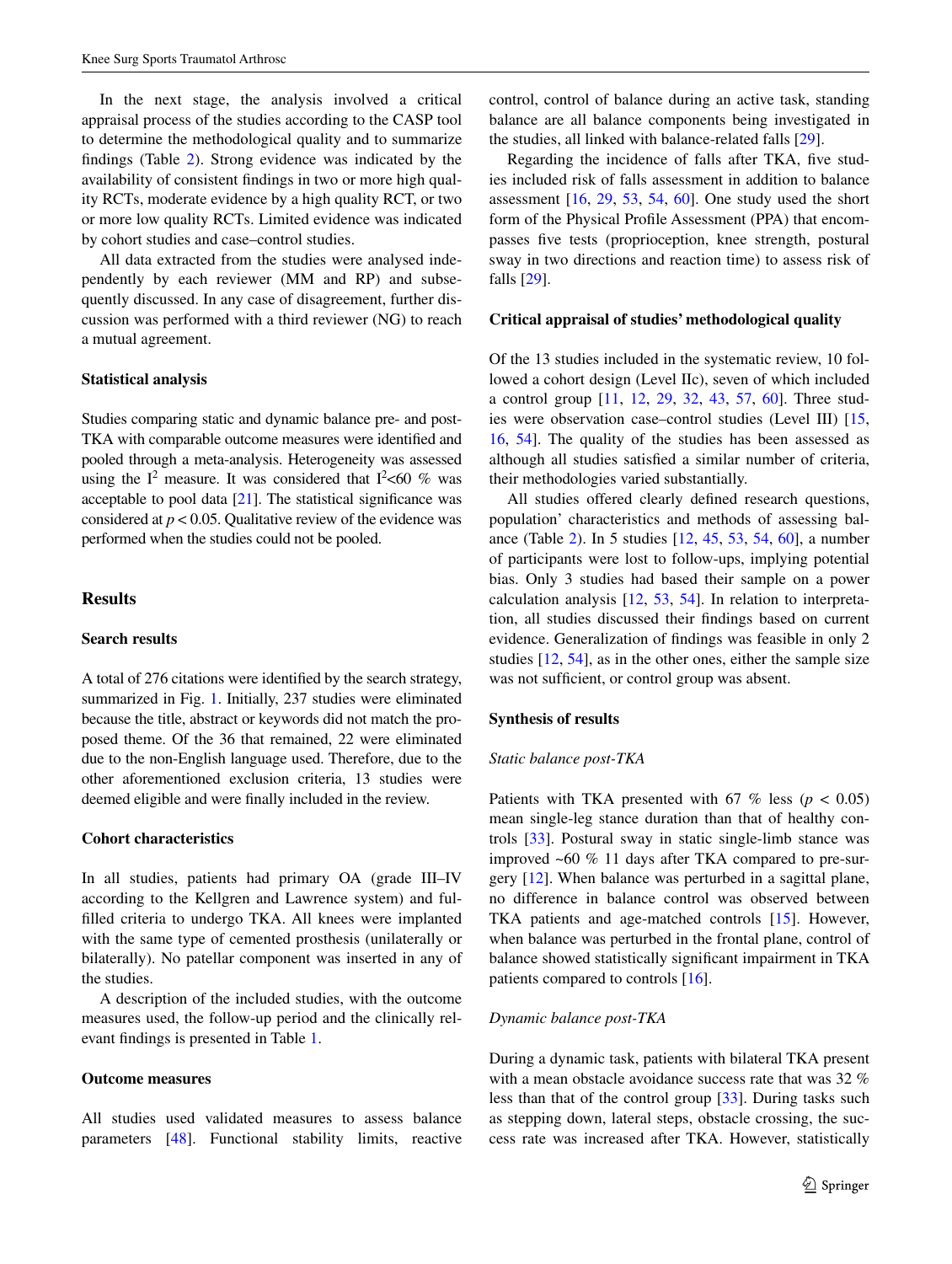In the next stage, the analysis involved a critical appraisal process of the studies according to the CASP tool to determine the methodological quality and to summarize findings (Table 2). Strong evidence was indicated by the availability of consistent findings in two or more high quality RCTs, moderate evidence by a high quality RCT, or two or more low quality RCTs. Limited evidence was indicated by cohort studies and case–control studies.

All data extracted from the studies were analysed independently by each reviewer (MM and RP) and subsequently discussed. In any case of disagreement, further discussion was performed with a third reviewer (NG) to reach a mutual agreement.

### Statistical analysis

Studies comparing static and dynamic balance pre- and post-TKA with comparable outcome measures were identified and pooled through a meta-analysis. Heterogeneity was assessed using the $I^2$ measure. It was considered that $I^2 < 60$ % was acceptable to pool data [21]. The statistical significance was considered at $p < 0.05$. Qualitative review of the evidence was performed when the studies could not be pooled.

## Results

### Search results

A total of 276 citations were identified by the search strategy, summarized in Fig. 1. Initially, 237 studies were eliminated because the title, abstract or keywords did not match the proposed theme. Of the 36 that remained, 22 were eliminated due to the non-English language used. Therefore, due to the other aforementioned exclusion criteria, 13 studies were deemed eligible and were finally included in the review.

### Cohort characteristics

In all studies, patients had primary OA (grade III–IV according to the Kellgren and Lawrence system) and fulfilled criteria to undergo TKA. All knees were implanted with the same type of cemented prosthesis (unilaterally or bilaterally). No patellar component was inserted in any of the studies.

A description of the included studies, with the outcome measures used, the follow-up period and the clinically relevant findings is presented in Table 1.

### Outcome measures

All studies used validated measures to assess balance parameters [48]. Functional stability limits, reactive control, control of balance during an active task, standing balance are all balance components being investigated in the studies, all linked with balance-related falls [29].

Regarding the incidence of falls after TKA, five studies included risk of falls assessment in addition to balance assessment [16, 29, 53, 54, 60]. One study used the short form of the Physical Profile Assessment (PPA) that encompasses five tests (proprioception, knee strength, postural sway in two directions and reaction time) to assess risk of falls [29].

### Critical appraisal of studies' methodological quality

Of the 13 studies included in the systematic review, 10 followed a cohort design (Level IIc), seven of which included a control group [11, 12, 29, 32, 43, 57, 60]. Three studies were observation case–control studies (Level III) [15, 16, 54]. The quality of the studies has been assessed as although all studies satisfied a similar number of criteria, their methodologies varied substantially.

All studies offered clearly defined research questions, population' characteristics and methods of assessing balance (Table 2). In 5 studies [12, 45, 53, 54, 60], a number of participants were lost to follow-ups, implying potential bias. Only 3 studies had based their sample on a power calculation analysis [12, 53, 54]. In relation to interpretation, all studies discussed their findings based on current evidence. Generalization of findings was feasible in only 2 studies [12, 54], as in the other ones, either the sample size was not sufficient, or control group was absent.

### Synthesis of results

*Static balance post-TKA*

Patients with TKA presented with 67 % less ($p < 0.05$) mean single-leg stance duration than that of healthy controls [33]. Postural sway in static single-limb stance was improved ~60 % 11 days after TKA compared to pre-surgery [12]. When balance was perturbed in a sagittal plane, no difference in balance control was observed between TKA patients and age-matched controls [15]. However, when balance was perturbed in the frontal plane, control of balance showed statistically significant impairment in TKA patients compared to controls [16].

*Dynamic balance post-TKA*

During a dynamic task, patients with bilateral TKA present with a mean obstacle avoidance success rate that was 32 % less than that of the control group [33]. During tasks such as stepping down, lateral steps, obstacle crossing, the success rate was increased after TKA. However, statistically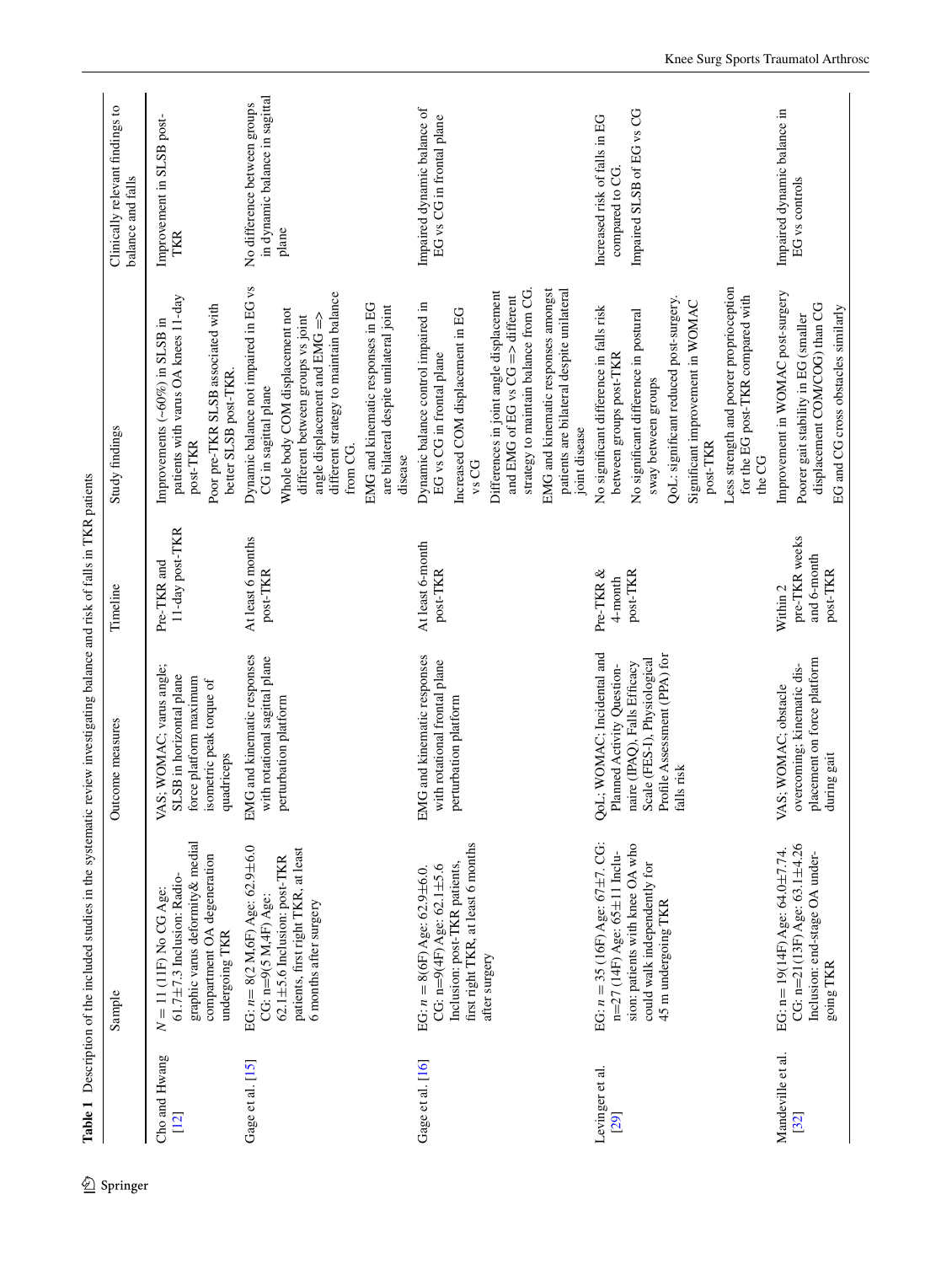**Table 1** Description of the included studies in the systematic review investigating balance and risk of falls in TKR patients

| | Sample | Outcome measures | Timeline | Study findings | Clinically relevant findings to balance and falls |
|---|---|---|---|---|---|
| Cho and Hwang [12] | $N = 11$ (11F) No CG Age: 61.7±7.3 Inclusion: Radiographic varus deformity& medial compartment OA degeneration undergoing TKR | VAS; WOMAC; varus angle; SLSB in horizontal plane force platform maximum isometric peak torque of quadriceps | Pre-TKR and 11-day post-TKR | Improvements (~60%) in SLSB in patients with varus OA knees 11-day post-TKR<br>Poor pre-TKR SLSB associated with better SLSB post-TKR. | Improvement in SLSB post-TKR |
| Gage et al. [15] | EG: $n = 8$(2 M,6F) Age: 62.9±6.0 CG: n=9(5 M,4F) Age: 62.1±5.6 Inclusion: post-TKR patients, first right TKR, at least 6 months after surgery | EMG and kinematic responses with rotational sagittal plane perturbation platform | At least 6 months post-TKR | Dynamic balance not impaired in EG vs CG in sagittal plane<br>Whole body COM displacement not different between groups vs joint angle displacement and EMG => different strategy to maintain balance from CG.<br>EMG and kinematic responses in EG are bilateral despite unilateral joint disease | No difference between groups in dynamic balance in sagittal plane |
| Gage et al. [16] | EG: $n = 8$(6F) Age: 62.9±6.0. CG: n=9(4F) Age: 62.1±5.6 Inclusion: post-TKR patients, first right TKR, at least 6 months after surgery | EMG and kinematic responses with rotational frontal plane perturbation platform | At least 6-month post-TKR | Dynamic balance control impaired in EG vs CG in frontal plane<br>Increased COM displacement in EG vs CG<br>Differences in joint angle displacement and EMG of EG vs CG => different strategy to maintain balance from CG.<br>EMG and kinematic responses amongst patients are bilateral despite unilateral joint disease | Impaired dynamic balance of EG vs CG in frontal plane |
| Levinger et al. [29] | EG: $n = 35$ (16F) Age: 67±7. CG: n=27 (14F) Age: 65±11 Inclusion: patients with knee OA who could walk independently for 45 m undergoing TKR | QoL; WOMAC; Incidental and Planned Activity Questionnaire (IPAQ), Falls Efficacy Scale (FES-I), Physiological Profile Assessment (PPA) for falls risk | Pre-TKR & 4-month post-TKR | No significant difference in falls risk between groups post-TKR<br>No significant difference in postural sway between groups<br>QoL: significant reduced post-surgery.<br>Significant improvement in WOMAC post-TKR<br>Less strength and poorer proprioception for the EG post-TKR compared with the CG | Increased risk of falls in EG compared to CG.<br>Impaired SLSB of EG vs CG |
| Mandeville et al. [32] | EG: n= 19(14F) Age: 64.0±7.74. CG: n=21(13F) Age: 63.1±4.26 Inclusion: end-stage OA undergoing TKR | VAS; WOMAC; obstacle overcoming; kinematic displacement on force platform during gait | Within 2 pre-TKR weeks and 6-month post-TKR | Improvement in WOMAC post-surgery<br>Poorer gait stability in EG (smaller displacement COM/COG) than CG<br>EG and CG cross obstacles similarly | Impaired dynamic balance in EG vs controls |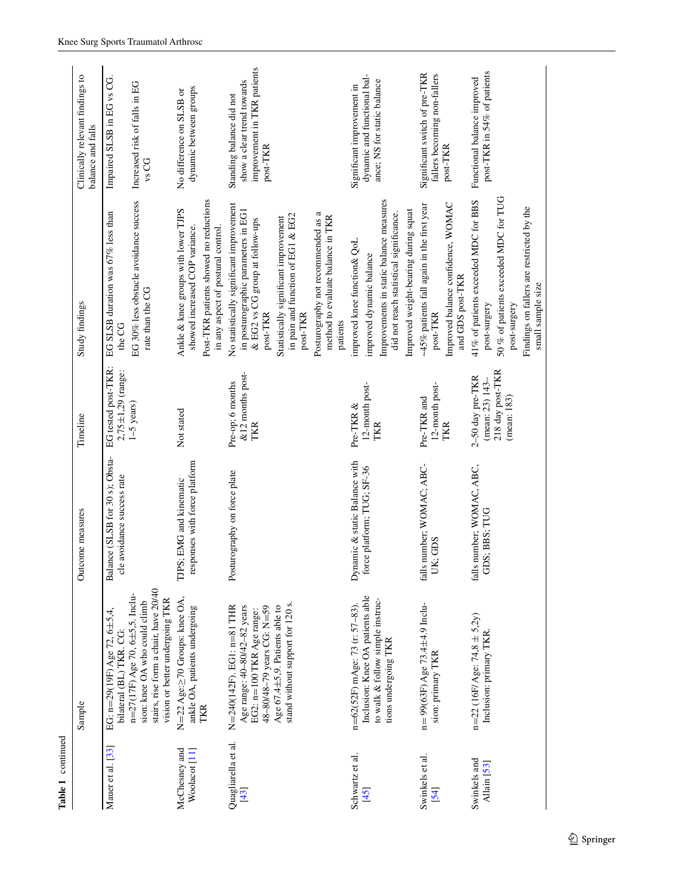**Table 1** continued

| | Sample | Outcome measures | Timeline | Study findings | Clinically relevant findings to balance and falls |
|---|---|---|---|---|---|
| Mauer et al. [33] | EG: n=29(19F) Age 72, 6±5,4, bilateral (BL) TKR. CG: n=27(17F) Age 70, 6±5.5. Inclusion: knee OA who could climb stairs, rise form a chair, have 20/40 vision or better undergoing TKR | Balance (SLSB for 30 s); Obstacle avoidance success rate | EG tested post-TKR: 2,75±1,29 (range: 1–5 years) | EG SLSB duration was 67% less than the CG<br>EG 30% less obstacle avoidance success rate than the CG | Impaired SLSB in EG vs CG.<br>Increased risk of falls in EG vs CG |
| McChesney and Woolacot [11] | N=22 Age:≥70 Groups: knee OA, ankle OA, patients undergoing TKR | TJPS; EMG and kinematic responses with force platform | Not stated | Ankle & knee groups with lower TJPS showed increased COP variance.<br>Post-TKR patients showed no reductions in any aspect of postural control. | No difference on SLSB or dynamic between groups |
| Quagliarella et al. [43] | N=240(142F). EG1: n=81 THR Age range: 40–80/42–82 years EG2: n=100 TKR Age range: 48–80/48–79 years CG: N=59 Age 67.4±5,9. Patients able to stand without support for 120 s. | Posturography on force plate | Pre-op; 6 months &12 months post-TKR | No statistically significant improvement in posturographic parameters in EG1 & EG2 vs CG group at follow-ups post-TKR<br>Statistically significant improvement in pain and function of EG1 & EG2 post-TKR<br>Posturography not recommended as a method to evaluate balance in TKR patients | Standing balance did not show a clear trend towards improvement in TKR patients post-TKR |
| Schwartz et al. [45] | n=62(52F) mAge: 73 (r: 57–83). Inclusion: Knee OA patients able to walk & follow simple instructions undergoing TKR | Dynamic & static Balance with force platform; TUG; SF-36 | Pre-TKR & 12-month post-TKR | improved knee function& QoL<br>improved dynamic balance<br>Improvements in static balance measures did not reach statistical significance.<br>Improved weight-bearing during squat | Significant improvement in dynamic and functional balance; NS for static balance |
| Swinkels et al. [54] | n= 99(63F) Age 73.4±4.9 Inclusion: primary TKR | falls number; WOMAC; ABC-UK; GDS | Pre-TKR and 12-month post-TKR | ~45% patients fall again in the first year post-TKR<br>Improved balance confidence, WOMAC and GDS post-TKR | Significant switch of pre-TKR fallers becoming non-fallers post-TKR |
| Swinkels and Allain [53] | n=22 (16F/Age: 74,8 ± 5.2y) Inclusion: primary TKR. | falls number; WOMAC, ABC, GDS; BBS; TUG | 2–50 day pre-TKR (mean: 23) 143–218 day post-TKR (mean: 183) | 41% of patients exceeded MDC for BBS post-surgery<br>50 % of patients exceeded MDC for TUG post-surgery<br>Findings on fallers are restricted by the small sample size | Functional balance improved post-TKR in 54% of patients |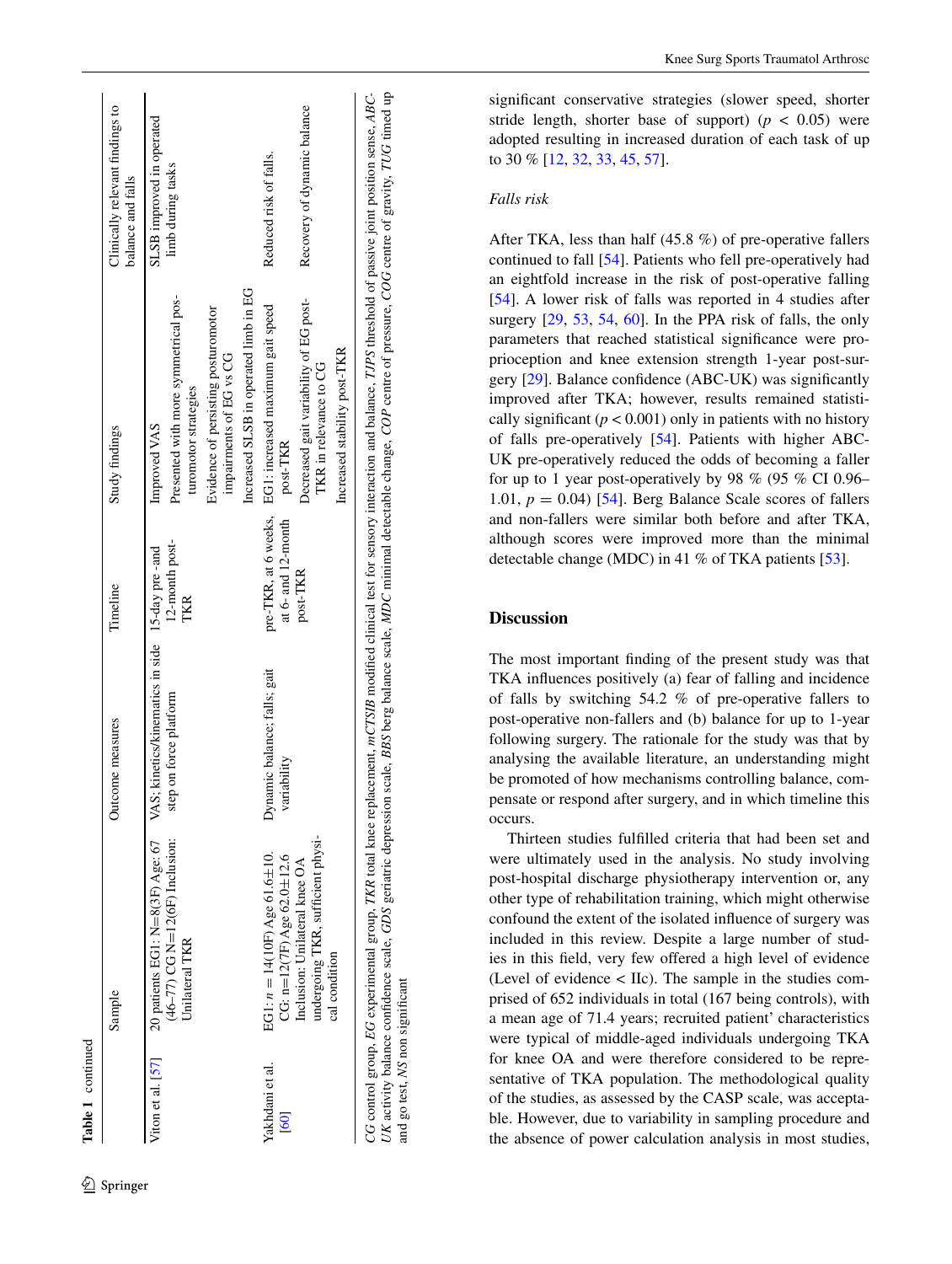**Table 1** continued

| | Sample | Outcome measures | Timeline | Study findings | Clinically relevant findings to balance and falls |
|---|---|---|---|---|---|
| Viton et al. [57] | 20 patients EG1: N=8(3F) Age: 67 (46–77) CG N=12(6F) Inclusion: Unilateral TKR | VAS; kinetics/kinematics in side step on force platform | 15-day pre -and 12-month post-TKR | Improved VAS<br>Presented with more symmetrical posturomotor strategies<br>Evidence of persisting posturomotor impairments of EG vs CG<br>Increased SLSB in operated limb in EG | SLSB improved in operated limb during tasks |
| Yakhdani et al. [60] | EG1: $n = 14$(10F) Age 61.6±10<br>CG: n=12(7F) Age 62.0±12.6<br>Inclusion: Unilateral knee OA undergoing TKR, sufficient physical condition | Dynamic balance; falls; gait variability | pre-TKR, at 6 weeks, at 6- and 12-month post-TKR | EG1: increased maximum gait speed post-TKR<br>Decreased gait variability of EG post-TKR in relevance to CG<br>Increased stability post-TKR | Reduced risk of falls.<br>Recovery of dynamic balance |

*CG* control group, *EG* experimental group, *TKR* total knee replacement, *mCTSIB* modified clinical test for sensory interaction and balance, *TJPS* threshold of passive joint position sense, *ABC-UK* activity balance confidence scale, *GDS* geriatric depression scale, *BBS* berg balance scale, *MDC* minimal detectable change, *COP* centre of pressure, *COG* centre of gravity, *TUG* timed up and go test, *NS* non significant

significant conservative strategies (slower speed, shorter stride length, shorter base of support) ($p < 0.05$) were adopted resulting in increased duration of each task of up to 30 % [12, 32, 33, 45, 57].

*Falls risk*

After TKA, less than half (45.8 %) of pre-operative fallers continued to fall [54]. Patients who fell pre-operatively had an eightfold increase in the risk of post-operative falling [54]. A lower risk of falls was reported in 4 studies after surgery [29, 53, 54, 60]. In the PPA risk of falls, the only parameters that reached statistical significance were proprioception and knee extension strength 1-year post-surgery [29]. Balance confidence (ABC-UK) was significantly improved after TKA; however, results remained statistically significant ($p < 0.001$) only in patients with no history of falls pre-operatively [54]. Patients with higher ABC-UK pre-operatively reduced the odds of becoming a faller for up to 1 year post-operatively by 98 % (95 % CI 0.96–1.01, $p = 0.04$) [54]. Berg Balance Scale scores of fallers and non-fallers were similar both before and after TKA, although scores were improved more than the minimal detectable change (MDC) in 41 % of TKA patients [53].

## Discussion

The most important finding of the present study was that TKA influences positively (a) fear of falling and incidence of falls by switching 54.2 % of pre-operative fallers to post-operative non-fallers and (b) balance for up to 1-year following surgery. The rationale for the study was that by analysing the available literature, an understanding might be promoted of how mechanisms controlling balance, compensate or respond after surgery, and in which timeline this occurs.

Thirteen studies fulfilled criteria that had been set and were ultimately used in the analysis. No study involving post-hospital discharge physiotherapy intervention or, any other type of rehabilitation training, which might otherwise confound the extent of the isolated influence of surgery was included in this review. Despite a large number of studies in this field, very few offered a high level of evidence (Level of evidence < IIc). The sample in the studies comprised of 652 individuals in total (167 being controls), with a mean age of 71.4 years; recruited patient' characteristics were typical of middle-aged individuals undergoing TKA for knee OA and were therefore considered to be representative of TKA population. The methodological quality of the studies, as assessed by the CASP scale, was acceptable. However, due to variability in sampling procedure and the absence of power calculation analysis in most studies,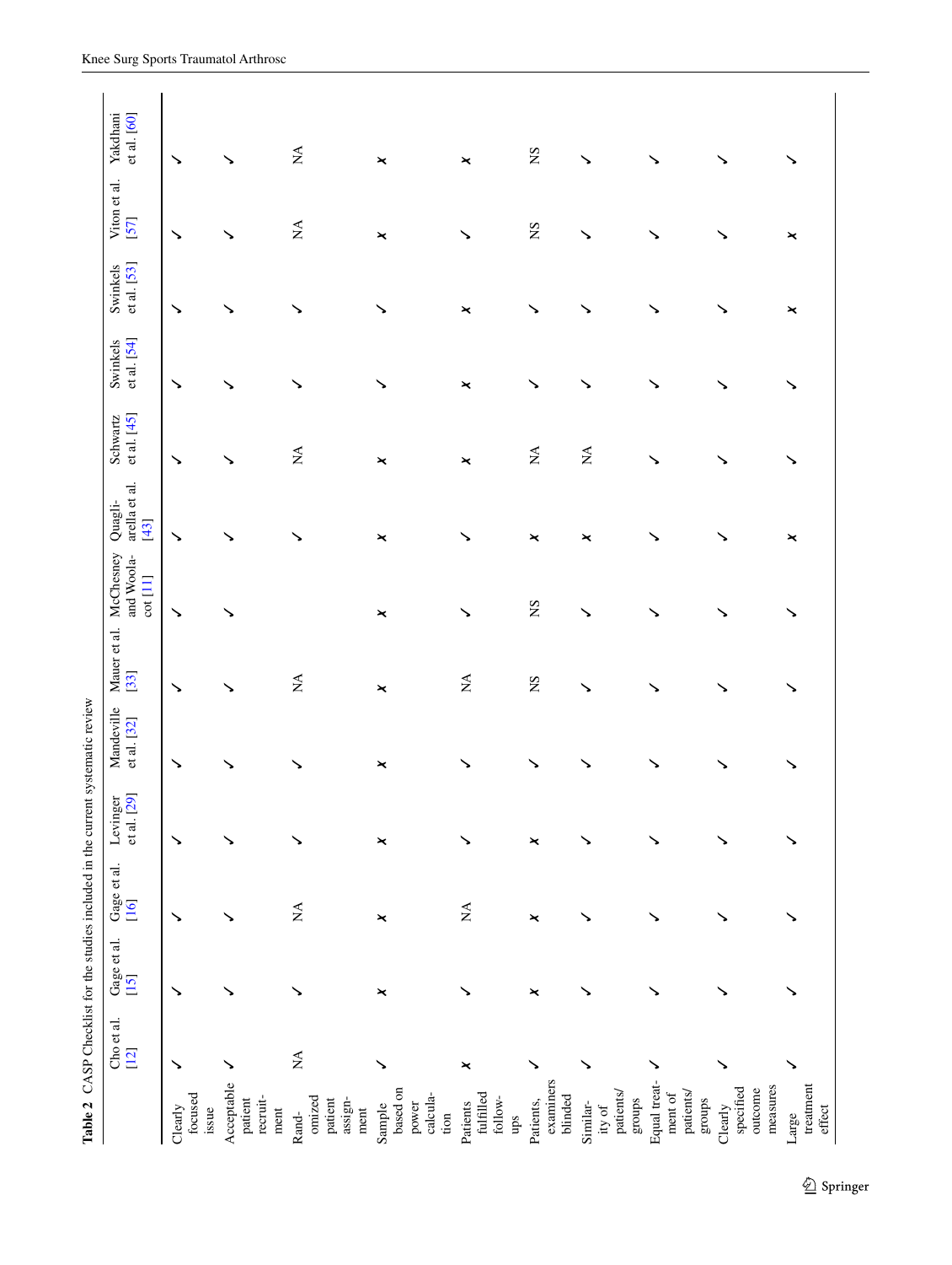**Table 2** CASP Checklist for the studies included in the current systematic review

| | Cho et al. [12] | Gage et al. [15] | Gage et al. [16] | Levinger et al. [29] | Mandeville et al. [32] | Mauer et al. [33] | McChesney and Woolacot [11] | Quagliarella et al. [43] | Schwartz et al. [45] | Swinkels et al. [54] | Swinkels et al. [53] | Viton et al. [57] | Yakdhani et al. [60] |
|---|---|---|---|---|---|---|---|---|---|---|---|---|---|
| Clearly focused issue | ✓ | ✓ | ✓ | ✓ | ✓ | ✓ | ✓ | ✓ | ✓ | ✓ | ✓ | ✓ | ✓ |
| Acceptable patient recruitment | ✓ | ✓ | ✓ | ✓ | ✓ | ✓ | ✓ | ✓ | ✓ | ✓ | ✓ | ✓ | ✓ |
| Randomized patient assignment | NA | ✓ | NA | ✓ | ✓ | NA | | ✓ | NA | ✓ | ✓ | NA | NA |
| Sample based on power calculation | ✓ | ✗ | ✗ | ✗ | ✗ | ✗ | ✗ | ✗ | ✗ | ✓ | ✓ | ✗ | ✗ |
| Patients fulfilled follow-ups | ✗ | ✓ | NA | ✓ | ✓ | NA | ✓ | ✓ | ✗ | ✗ | ✗ | ✓ | ✗ |
| Patients, examiners blinded | ✓ | ✗ | ✗ | ✗ | ✓ | NS | NS | ✗ | NA | ✓ | ✓ | NS | NS |
| Similarity of patients/groups | ✓ | ✓ | ✓ | ✓ | ✓ | ✓ | ✓ | ✗ | NA | ✓ | ✓ | ✓ | ✓ |
| Equal treatment of patients/groups | ✓ | ✓ | ✓ | ✓ | ✓ | ✓ | ✓ | ✓ | ✓ | ✓ | ✓ | ✓ | ✓ |
| Clearly specified outcome measures | ✓ | ✓ | ✓ | ✓ | ✓ | ✓ | ✓ | ✓ | ✓ | ✓ | ✓ | ✓ | ✓ |
| Large treatment effect | ✓ | ✓ | ✓ | ✓ | ✓ | ✓ | ✓ | ✗ | ✓ | ✓ | ✗ | ✗ | ✓ |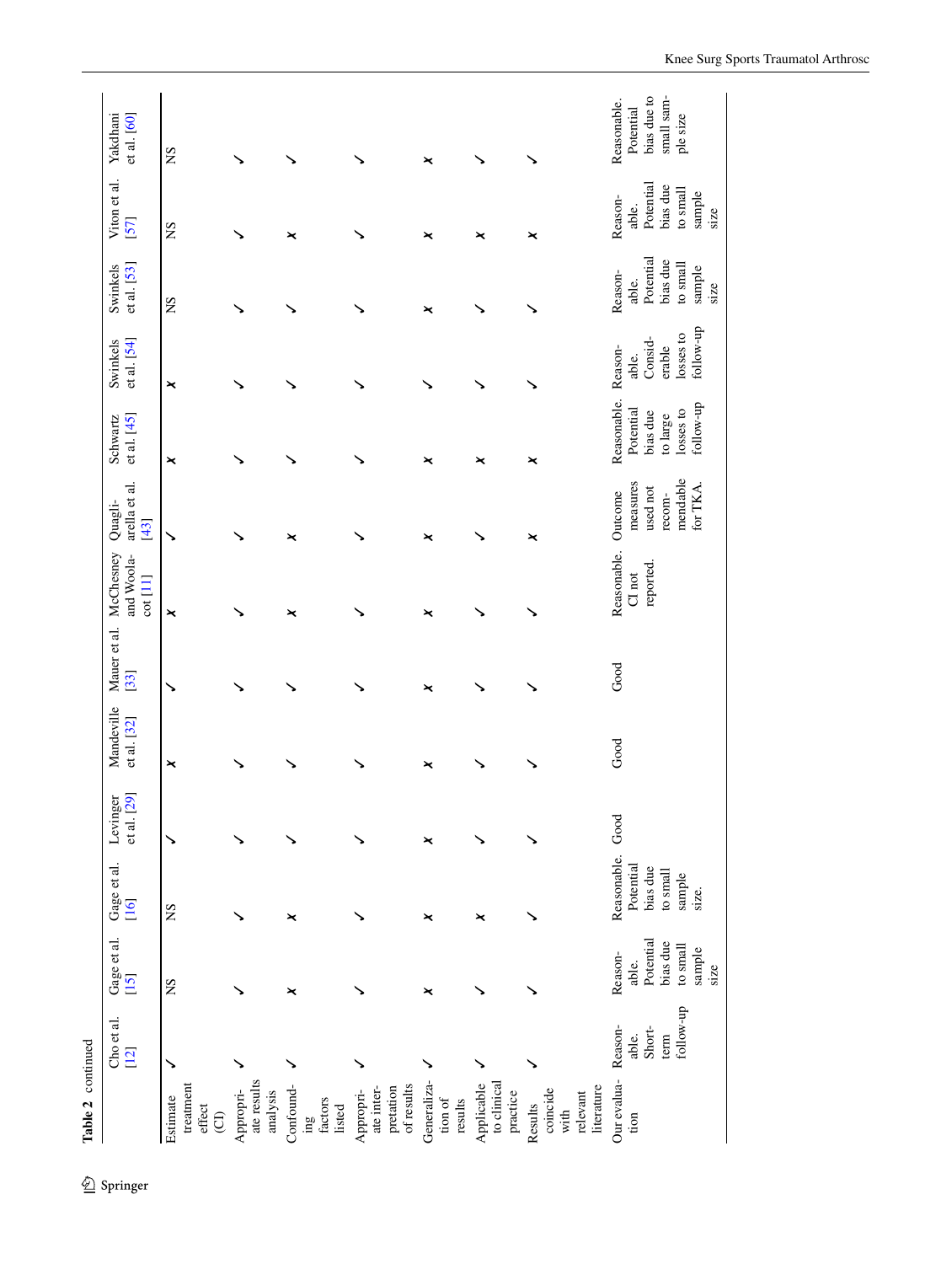**Table 2** continued

| | Cho et al. [12] | Gage et al. [15] | Gage et al. [16] | Levinger et al. [29] | Mandeville et al. [32] | Mauer et al. [33] | McChesney and Woolacot [11] | Quagliarella et al. [43] | Schwartz et al. [45] | Swinkels et al. [54] | Swinkels et al. [53] | Viton et al. [57] | Yakdhani et al. [60] |
|---|---|---|---|---|---|---|---|---|---|---|---|---|---|
| Estimate treatment effect (CI) | ✓ | NS | NS | ✓ | ✗ | ✓ | ✗ | ✓ | ✗ | ✗ | NS | NS | NS |
| Appropriate results analysis | ✓ | ✓ | ✓ | ✓ | ✓ | ✓ | ✓ | ✓ | ✓ | ✓ | ✓ | ✓ | ✓ |
| Confounding factors listed | ✓ | ✗ | ✗ | ✓ | ✓ | ✓ | ✗ | ✗ | ✓ | ✓ | ✓ | ✗ | ✓ |
| Appropriate interpretation of results | ✓ | ✓ | ✓ | ✓ | ✓ | ✓ | ✓ | ✓ | ✓ | ✓ | ✓ | ✓ | ✓ |
| Generalization of results | ✓ | ✗ | ✗ | ✗ | ✗ | ✗ | ✗ | ✗ | ✗ | ✓ | ✗ | ✗ | ✗ |
| Applicable to clinical practice | ✓ | ✓ | ✗ | ✓ | ✓ | ✓ | ✓ | ✓ | ✗ | ✓ | ✓ | ✗ | ✓ |
| Results coincide with relevant literature | ✓ | ✓ | ✓ | ✓ | ✓ | ✓ | ✓ | ✗ | ✗ | ✓ | ✓ | ✗ | ✓ |
| Our evaluation | Reasonable. Short-term follow-up | Reasonable. Potential bias due to small sample size | Reasonable. Potential bias due to small sample size. | Good | Good | Good | Reasonable. CI not reported. | Outcome measures used not recommendable for TKA. | Reasonable. Potential bias due to large losses to follow-up | Reasonable. Considerable losses to follow-up | Reasonable. Potential bias due to small sample size | Reasonable. Potential bias due to small sample size | Reasonable. Potential bias due to small sample size |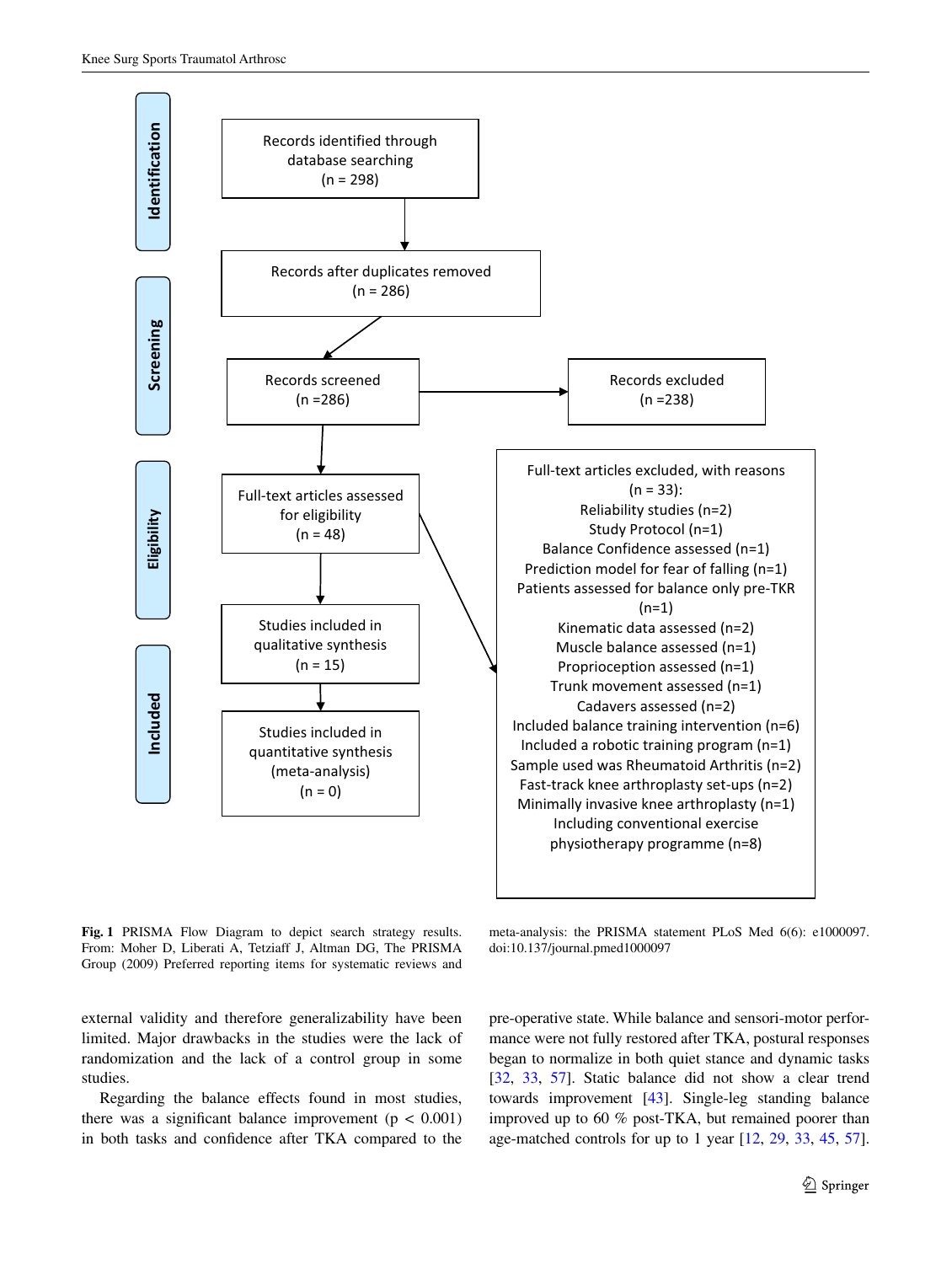**Identification**

Records identified through database searching (n = 298)

↓

Records after duplicates removed (n = 286)

**Screening**

↓

Records screened (n =286) → Records excluded (n =238)

**Eligibility**

↓

Full-text articles assessed for eligibility (n = 48) → Full-text articles excluded, with reasons (n = 33):

- Reliability studies (n=2)
- Study Protocol (n=1)
- Balance Confidence assessed (n=1)
- Prediction model for fear of falling (n=1)
- Patients assessed for balance only pre-TKR (n=1)
- Kinematic data assessed (n=2)
- Muscle balance assessed (n=1)
- Proprioception assessed (n=1)
- Trunk movement assessed (n=1)
- Cadavers assessed (n=2)
- Included balance training intervention (n=6)
- Included a robotic training program (n=1)
- Sample used was Rheumatoid Arthritis (n=2)
- Fast-track knee arthroplasty set-ups (n=2)
- Minimally invasive knee arthroplasty (n=1)
- Including conventional exercise physiotherapy programme (n=8)

**Included**

↓

Studies included in qualitative synthesis (n = 15)

↓

Studies included in quantitative synthesis (meta-analysis) (n = 0)

**Fig. 1** PRISMA Flow Diagram to depict search strategy results. From: Moher D, Liberati A, Tetziaff J, Altman DG, The PRISMA Group (2009) Preferred reporting items for systematic reviews and meta-analysis: the PRISMA statement PLoS Med 6(6): e1000097. doi:10.137/journal.pmed1000097

external validity and therefore generalizability have been limited. Major drawbacks in the studies were the lack of randomization and the lack of a control group in some studies.

Regarding the balance effects found in most studies, there was a significant balance improvement ($p < 0.001$) in both tasks and confidence after TKA compared to the pre-operative state. While balance and sensori-motor performance were not fully restored after TKA, postural responses began to normalize in both quiet stance and dynamic tasks [32, 33, 57]. Static balance did not show a clear trend towards improvement [43]. Single-leg standing balance improved up to 60 % post-TKA, but remained poorer than age-matched controls for up to 1 year [12, 29, 33, 45, 57].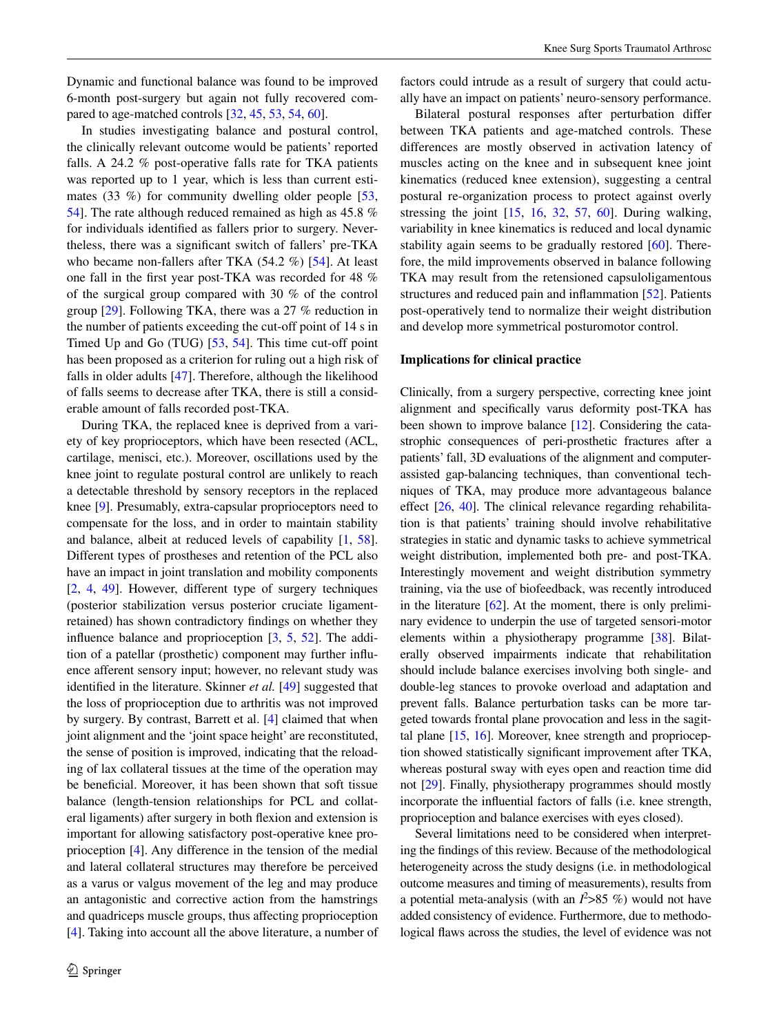Dynamic and functional balance was found to be improved 6-month post-surgery but again not fully recovered compared to age-matched controls [32, 45, 53, 54, 60].

In studies investigating balance and postural control, the clinically relevant outcome would be patients' reported falls. A 24.2 % post-operative falls rate for TKA patients was reported up to 1 year, which is less than current estimates (33 %) for community dwelling older people [53, 54]. The rate although reduced remained as high as 45.8 % for individuals identified as fallers prior to surgery. Nevertheless, there was a significant switch of fallers' pre-TKA who became non-fallers after TKA (54.2 %) [54]. At least one fall in the first year post-TKA was recorded for 48 % of the surgical group compared with 30 % of the control group [29]. Following TKA, there was a 27 % reduction in the number of patients exceeding the cut-off point of 14 s in Timed Up and Go (TUG) [53, 54]. This time cut-off point has been proposed as a criterion for ruling out a high risk of falls in older adults [47]. Therefore, although the likelihood of falls seems to decrease after TKA, there is still a considerable amount of falls recorded post-TKA.

During TKA, the replaced knee is deprived from a variety of key proprioceptors, which have been resected (ACL, cartilage, menisci, etc.). Moreover, oscillations used by the knee joint to regulate postural control are unlikely to reach a detectable threshold by sensory receptors in the replaced knee [9]. Presumably, extra-capsular proprioceptors need to compensate for the loss, and in order to maintain stability and balance, albeit at reduced levels of capability [1, 58]. Different types of prostheses and retention of the PCL also have an impact in joint translation and mobility components [2, 4, 49]. However, different type of surgery techniques (posterior stabilization versus posterior cruciate ligament-retained) has shown contradictory findings on whether they influence balance and proprioception [3, 5, 52]. The addition of a patellar (prosthetic) component may further influence afferent sensory input; however, no relevant study was identified in the literature. Skinner *et al.* [49] suggested that the loss of proprioception due to arthritis was not improved by surgery. By contrast, Barrett et al. [4] claimed that when joint alignment and the 'joint space height' are reconstituted, the sense of position is improved, indicating that the reloading of lax collateral tissues at the time of the operation may be beneficial. Moreover, it has been shown that soft tissue balance (length-tension relationships for PCL and collateral ligaments) after surgery in both flexion and extension is important for allowing satisfactory post-operative knee proprioception [4]. Any difference in the tension of the medial and lateral collateral structures may therefore be perceived as a varus or valgus movement of the leg and may produce an antagonistic and corrective action from the hamstrings and quadriceps muscle groups, thus affecting proprioception [4]. Taking into account all the above literature, a number of factors could intrude as a result of surgery that could actually have an impact on patients' neuro-sensory performance.

Bilateral postural responses after perturbation differ between TKA patients and age-matched controls. These differences are mostly observed in activation latency of muscles acting on the knee and in subsequent knee joint kinematics (reduced knee extension), suggesting a central postural re-organization process to protect against overly stressing the joint [15, 16, 32, 57, 60]. During walking, variability in knee kinematics is reduced and local dynamic stability again seems to be gradually restored [60]. Therefore, the mild improvements observed in balance following TKA may result from the retensioned capsuloligamentous structures and reduced pain and inflammation [52]. Patients post-operatively tend to normalize their weight distribution and develop more symmetrical posturomotor control.

## Implications for clinical practice

Clinically, from a surgery perspective, correcting knee joint alignment and specifically varus deformity post-TKA has been shown to improve balance [12]. Considering the catastrophic consequences of peri-prosthetic fractures after a patients' fall, 3D evaluations of the alignment and computer-assisted gap-balancing techniques, than conventional techniques of TKA, may produce more advantageous balance effect [26, 40]. The clinical relevance regarding rehabilitation is that patients' training should involve rehabilitative strategies in static and dynamic tasks to achieve symmetrical weight distribution, implemented both pre- and post-TKA. Interestingly movement and weight distribution symmetry training, via the use of biofeedback, was recently introduced in the literature [62]. At the moment, there is only preliminary evidence to underpin the use of targeted sensori-motor elements within a physiotherapy programme [38]. Bilaterally observed impairments indicate that rehabilitation should include balance exercises involving both single- and double-leg stances to provoke overload and adaptation and prevent falls. Balance perturbation tasks can be more targeted towards frontal plane provocation and less in the sagittal plane [15, 16]. Moreover, knee strength and proprioception showed statistically significant improvement after TKA, whereas postural sway with eyes open and reaction time did not [29]. Finally, physiotherapy programmes should mostly incorporate the influential factors of falls (i.e. knee strength, proprioception and balance exercises with eyes closed).

Several limitations need to be considered when interpreting the findings of this review. Because of the methodological heterogeneity across the study designs (i.e. in methodological outcome measures and timing of measurements), results from a potential meta-analysis (with an $I^2$>85 %) would not have added consistency of evidence. Furthermore, due to methodological flaws across the studies, the level of evidence was not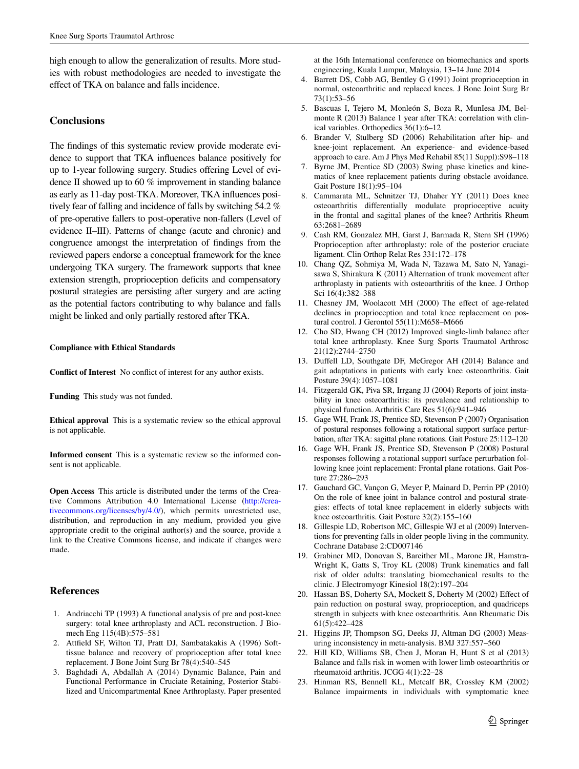high enough to allow the generalization of results. More studies with robust methodologies are needed to investigate the effect of TKA on balance and falls incidence.

## Conclusions

The findings of this systematic review provide moderate evidence to support that TKA influences balance positively for up to 1-year following surgery. Studies offering Level of evidence II showed up to 60 % improvement in standing balance as early as 11-day post-TKA. Moreover, TKA influences positively fear of falling and incidence of falls by switching 54.2 % of pre-operative fallers to post-operative non-fallers (Level of evidence II–III). Patterns of change (acute and chronic) and congruence amongst the interpretation of findings from the reviewed papers endorse a conceptual framework for the knee undergoing TKA surgery. The framework supports that knee extension strength, proprioception deficits and compensatory postural strategies are persisting after surgery and are acting as the potential factors contributing to why balance and falls might be linked and only partially restored after TKA.

#### Compliance with Ethical Standards

**Conflict of Interest** No conflict of interest for any author exists.

**Funding** This study was not funded.

**Ethical approval** This is a systematic review so the ethical approval is not applicable.

**Informed consent** This is a systematic review so the informed consent is not applicable.

**Open Access** This article is distributed under the terms of the Creative Commons Attribution 4.0 International License (http://creativecommons.org/licenses/by/4.0/), which permits unrestricted use, distribution, and reproduction in any medium, provided you give appropriate credit to the original author(s) and the source, provide a link to the Creative Commons license, and indicate if changes were made.

## References

1. Andriacchi TP (1993) A functional analysis of pre and post-knee surgery: total knee arthroplasty and ACL reconstruction. J Biomech Eng 115(4B):575–581
2. Attfield SF, Wilton TJ, Pratt DJ, Sambatakakis A (1996) Soft-tissue balance and recovery of proprioception after total knee replacement. J Bone Joint Surg Br 78(4):540–545
3. Baghdadi A, Abdallah A (2014) Dynamic Balance, Pain and Functional Performance in Cruciate Retaining, Posterior Stabilized and Unicompartmental Knee Arthroplasty. Paper presented at the 16th International conference on biomechanics and sports engineering, Kuala Lumpur, Malaysia, 13–14 June 2014
4. Barrett DS, Cobb AG, Bentley G (1991) Joint proprioception in normal, osteoarthritic and replaced knees. J Bone Joint Surg Br 73(1):53–56
5. Bascuas I, Tejero M, Monleón S, Boza R, MunIesa JM, Belmonte R (2013) Balance 1 year after TKA: correlation with clinical variables. Orthopedics 36(1):6–12
6. Brander V, Stulberg SD (2006) Rehabilitation after hip- and knee-joint replacement. An experience- and evidence-based approach to care. Am J Phys Med Rehabil 85(11 Suppl):S98–118
7. Byrne JM, Prentice SD (2003) Swing phase kinetics and kinematics of knee replacement patients during obstacle avoidance. Gait Posture 18(1):95–104
8. Cammarata ML, Schnitzer TJ, Dhaher YY (2011) Does knee osteoarthritis differentially modulate proprioceptive acuity in the frontal and sagittal planes of the knee? Arthritis Rheum 63:2681–2689
9. Cash RM, Gonzalez MH, Garst J, Barmada R, Stern SH (1996) Proprioception after arthroplasty: role of the posterior cruciate ligament. Clin Orthop Relat Res 331:172–178
10. Chang QZ, Sohmiya M, Wada N, Tazawa M, Sato N, Yanagisawa S, Shirakura K (2011) Alternation of trunk movement after arthroplasty in patients with osteoarthritis of the knee. J Orthop Sci 16(4):382–388
11. Chesney JM, Woolacott MH (2000) The effect of age-related declines in proprioception and total knee replacement on postural control. J Gerontol 55(11):M658–M666
12. Cho SD, Hwang CH (2012) Improved single-limb balance after total knee arthroplasty. Knee Surg Sports Traumatol Arthrosc 21(12):2744–2750
13. Duffell LD, Southgate DF, McGregor AH (2014) Balance and gait adaptations in patients with early knee osteoarthritis. Gait Posture 39(4):1057–1081
14. Fitzgerald GK, Piva SR, Irrgang JJ (2004) Reports of joint instability in knee osteoarthritis: its prevalence and relationship to physical function. Arthritis Care Res 51(6):941–946
15. Gage WH, Frank JS, Prentice SD, Stevenson P (2007) Organisation of postural responses following a rotational support surface perturbation, after TKA: sagittal plane rotations. Gait Posture 25:112–120
16. Gage WH, Frank JS, Prentice SD, Stevenson P (2008) Postural responses following a rotational support surface perturbation following knee joint replacement: Frontal plane rotations. Gait Posture 27:286–293
17. Gauchard GC, Vançon G, Meyer P, Mainard D, Perrin PP (2010) On the role of knee joint in balance control and postural strategies: effects of total knee replacement in elderly subjects with knee osteoarthritis. Gait Posture 32(2):155–160
18. Gillespie LD, Robertson MC, Gillespie WJ et al (2009) Interventions for preventing falls in older people living in the community. Cochrane Database 2:CD007146
19. Grabiner MD, Donovan S, Bareither ML, Marone JR, Hamstra-Wright K, Gatts S, Troy KL (2008) Trunk kinematics and fall risk of older adults: translating biomechanical results to the clinic. J Electromyogr Kinesiol 18(2):197–204
20. Hassan BS, Doherty SA, Mockett S, Doherty M (2002) Effect of pain reduction on postural sway, proprioception, and quadriceps strength in subjects with knee osteoarthritis. Ann Rheumatic Dis 61(5):422–428
21. Higgins JP, Thompson SG, Deeks JJ, Altman DG (2003) Measuring inconsistency in meta-analysis. BMJ 327:557–560
22. Hill KD, Williams SB, Chen J, Moran H, Hunt S et al (2013) Balance and falls risk in women with lower limb osteoarthritis or rheumatoid arthritis. JCGG 4(1):22–28
23. Hinman RS, Bennell KL, Metcalf BR, Crossley KM (2002) Balance impairments in individuals with symptomatic knee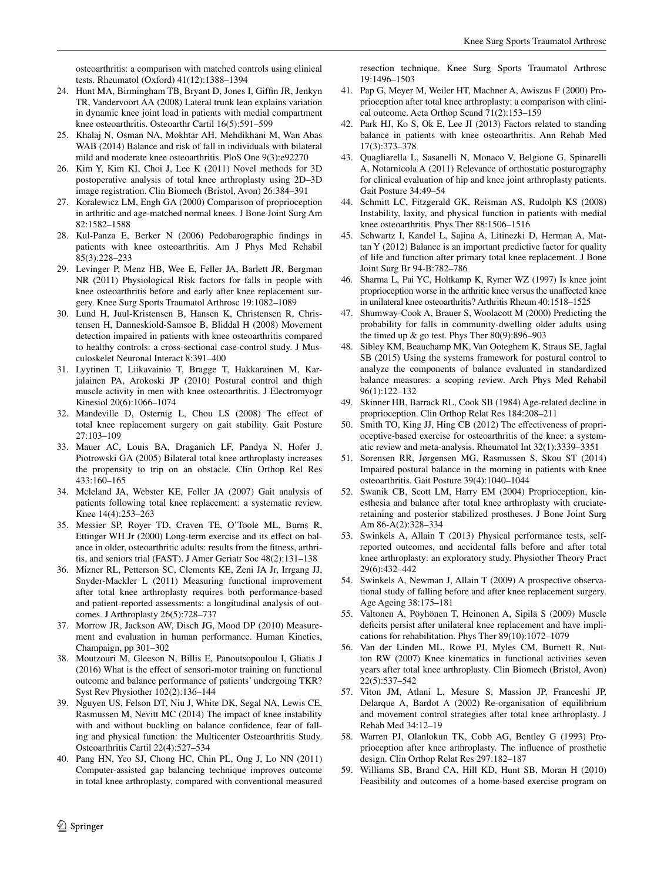osteoarthritis: a comparison with matched controls using clinical tests. Rheumatol (Oxford) 41(12):1388–1394

24. Hunt MA, Birmingham TB, Bryant D, Jones I, Giffin JR, Jenkyn TR, Vandervoort AA (2008) Lateral trunk lean explains variation in dynamic knee joint load in patients with medial compartment knee osteoarthritis. Osteoarthr Cartil 16(5):591–599
25. Khalaj N, Osman NA, Mokhtar AH, Mehdikhani M, Wan Abas WAB (2014) Balance and risk of fall in individuals with bilateral mild and moderate knee osteoarthritis. PloS One 9(3):e92270
26. Kim Y, Kim KI, Choi J, Lee K (2011) Novel methods for 3D postoperative analysis of total knee arthroplasty using 2D–3D image registration. Clin Biomech (Bristol, Avon) 26:384–391
27. Koralewicz LM, Engh GA (2000) Comparison of proprioception in arthritic and age-matched normal knees. J Bone Joint Surg Am 82:1582–1588
28. Kul-Panza E, Berker N (2006) Pedobarographic findings in patients with knee osteoarthritis. Am J Phys Med Rehabil 85(3):228–233
29. Levinger P, Menz HB, Wee E, Feller JA, Barlett JR, Bergman NR (2011) Physiological Risk factors for falls in people with knee osteoarthritis before and early after knee replacement surgery. Knee Surg Sports Traumatol Arthrosc 19:1082–1089
30. Lund H, Juul-Kristensen B, Hansen K, Christensen R, Christensen H, Danneskiold-Samsoe B, Bliddal H (2008) Movement detection impaired in patients with knee osteoarthritis compared to healthy controls: a cross-sectional case-control study. J Musculoskelet Neuronal Interact 8:391–400
31. Lyytinen T, Liikavainio T, Bragge T, Hakkarainen M, Karjalainen PA, Arokoski JP (2010) Postural control and thigh muscle activity in men with knee osteoarthritis. J Electromyogr Kinesiol 20(6):1066–1074
32. Mandeville D, Osternig L, Chou LS (2008) The effect of total knee replacement surgery on gait stability. Gait Posture 27:103–109
33. Mauer AC, Louis BA, Draganich LF, Pandya N, Hofer J, Piotrowski GA (2005) Bilateral total knee arthroplasty increases the propensity to trip on an obstacle. Clin Orthop Rel Res 433:160–165
34. Mcleland JA, Webster KE, Feller JA (2007) Gait analysis of patients following total knee replacement: a systematic review. Knee 14(4):253–263
35. Messier SP, Royer TD, Craven TE, O'Toole ML, Burns R, Ettinger WH Jr (2000) Long-term exercise and its effect on balance in older, osteoarthritic adults: results from the fitness, arthritis, and seniors trial (FAST). J Amer Geriatr Soc 48(2):131–138
36. Mizner RL, Petterson SC, Clements KE, Zeni JA Jr, Irrgang JJ, Snyder-Mackler L (2011) Measuring functional improvement after total knee arthroplasty requires both performance-based and patient-reported assessments: a longitudinal analysis of outcomes. J Arthroplasty 26(5):728–737
37. Morrow JR, Jackson AW, Disch JG, Mood DP (2010) Measurement and evaluation in human performance. Human Kinetics, Champaign, pp 301–302
38. Moutzouri M, Gleeson N, Billis E, Panoutsopoulou I, Gliatis J (2016) What is the effect of sensori-motor training on functional outcome and balance performance of patients' undergoing TKR? Syst Rev Physiother 102(2):136–144
39. Nguyen US, Felson DT, Niu J, White DK, Segal NA, Lewis CE, Rasmussen M, Nevitt MC (2014) The impact of knee instability with and without buckling on balance confidence, fear of falling and physical function: the Multicenter Osteoarthritis Study. Osteoarthritis Cartil 22(4):527–534
40. Pang HN, Yeo SJ, Chong HC, Chin PL, Ong J, Lo NN (2011) Computer-assisted gap balancing technique improves outcome in total knee arthroplasty, compared with conventional measured resection technique. Knee Surg Sports Traumatol Arthrosc 19:1496–1503
41. Pap G, Meyer M, Weiler HT, Machner A, Awiszus F (2000) Proprioception after total knee arthroplasty: a comparison with clinical outcome. Acta Orthop Scand 71(2):153–159
42. Park HJ, Ko S, Ok E, Lee JI (2013) Factors related to standing balance in patients with knee osteoarthritis. Ann Rehab Med 17(3):373–378
43. Quagliarella L, Sasanelli N, Monaco V, Belgione G, Spinarelli A, Notarnicola A (2011) Relevance of orthostatic posturography for clinical evaluation of hip and knee joint arthroplasty patients. Gait Posture 34:49–54
44. Schmitt LC, Fitzgerald GK, Reisman AS, Rudolph KS (2008) Instability, laxity, and physical function in patients with medial knee osteoarthritis. Phys Ther 88:1506–1516
45. Schwartz I, Kandel L, Sajina A, Litinezki D, Herman A, Mattan Y (2012) Balance is an important predictive factor for quality of life and function after primary total knee replacement. J Bone Joint Surg Br 94-B:782–786
46. Sharma L, Pai YC, Holtkamp K, Rymer WZ (1997) Is knee joint proprioception worse in the arthritic knee versus the unaffected knee in unilateral knee osteoarthritis? Arthritis Rheum 40:1518–1525
47. Shumway-Cook A, Brauer S, Woolacott M (2000) Predicting the probability for falls in community-dwelling older adults using the timed up & go test. Phys Ther 80(9):896–903
48. Sibley KM, Beauchamp MK, Van Ooteghem K, Straus SE, Jaglal SB (2015) Using the systems framework for postural control to analyze the components of balance evaluated in standardized balance measures: a scoping review. Arch Phys Med Rehabil 96(1):122–132
49. Skinner HB, Barrack RL, Cook SB (1984) Age-related decline in proprioception. Clin Orthop Relat Res 184:208–211
50. Smith TO, King JJ, Hing CB (2012) The effectiveness of proprioceptive-based exercise for osteoarthritis of the knee: a systematic review and meta-analysis. Rheumatol Int 32(1):3339–3351
51. Sorensen RR, Jørgensen MG, Rasmussen S, Skou ST (2014) Impaired postural balance in the morning in patients with knee osteoarthritis. Gait Posture 39(4):1040–1044
52. Swanik CB, Scott LM, Harry EM (2004) Proprioception, kinesthesia and balance after total knee arthroplasty with cruciate-retaining and posterior stabilized prostheses. J Bone Joint Surg Am 86-A(2):328–334
53. Swinkels A, Allain T (2013) Physical performance tests, self-reported outcomes, and accidental falls before and after total knee arthroplasty: an exploratory study. Physiother Theory Pract 29(6):432–442
54. Swinkels A, Newman J, Allain T (2009) A prospective observational study of falling before and after knee replacement surgery. Age Ageing 38:175–181
55. Valtonen A, Pöyhönen T, Heinonen A, Sipilä S (2009) Muscle deficits persist after unilateral knee replacement and have implications for rehabilitation. Phys Ther 89(10):1072–1079
56. Van der Linden ML, Rowe PJ, Myles CM, Burnett R, Nutton RW (2007) Knee kinematics in functional activities seven years after total knee arthroplasty. Clin Biomech (Bristol, Avon) 22(5):537–542
57. Viton JM, Atlani L, Mesure S, Massion JP, Franceshi JP, Delarque A, Bardot A (2002) Re-organisation of equilibrium and movement control strategies after total knee arthroplasty. J Rehab Med 34:12–19
58. Warren PJ, Olanlokun TK, Cobb AG, Bentley G (1993) Proprioception after knee arthroplasty. The influence of prosthetic design. Clin Orthop Relat Res 297:182–187
59. Williams SB, Brand CA, Hill KD, Hunt SB, Moran H (2010) Feasibility and outcomes of a home-based exercise program on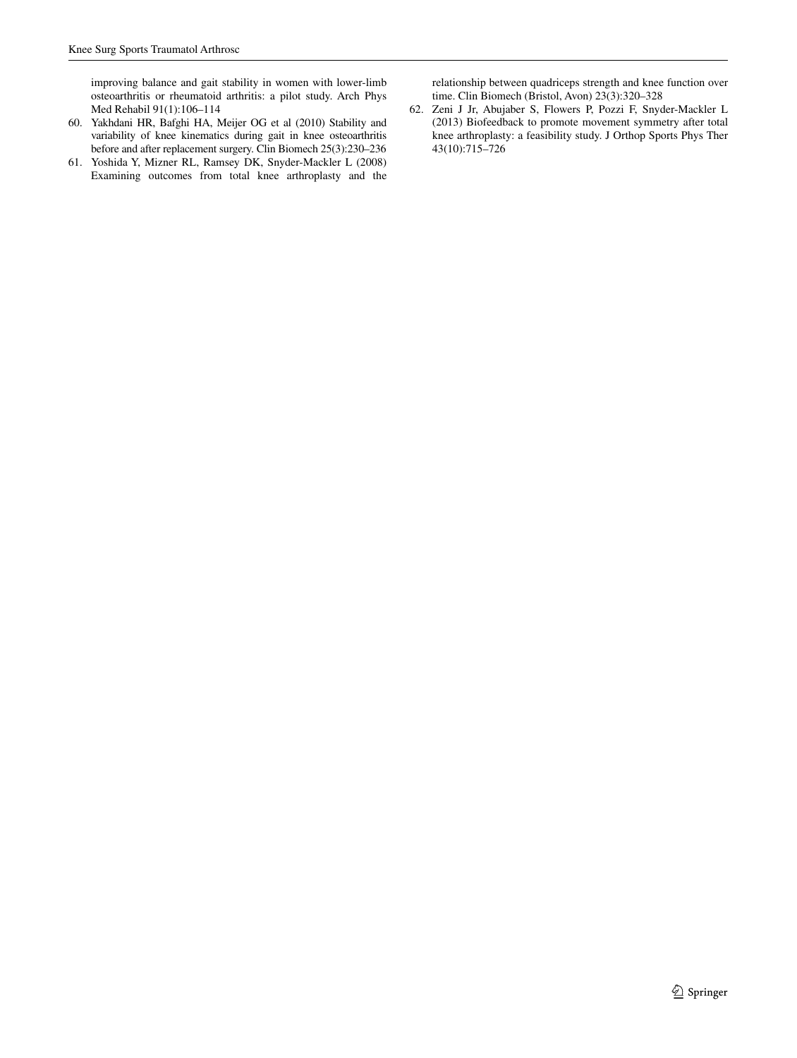improving balance and gait stability in women with lower-limb osteoarthritis or rheumatoid arthritis: a pilot study. Arch Phys Med Rehabil 91(1):106–114

60. Yakhdani HR, Bafghi HA, Meijer OG et al (2010) Stability and variability of knee kinematics during gait in knee osteoarthritis before and after replacement surgery. Clin Biomech 25(3):230–236
61. Yoshida Y, Mizner RL, Ramsey DK, Snyder-Mackler L (2008) Examining outcomes from total knee arthroplasty and the relationship between quadriceps strength and knee function over time. Clin Biomech (Bristol, Avon) 23(3):320–328
62. Zeni J Jr, Abujaber S, Flowers P, Pozzi F, Snyder-Mackler L (2013) Biofeedback to promote movement symmetry after total knee arthroplasty: a feasibility study. J Orthop Sports Phys Ther 43(10):715–726